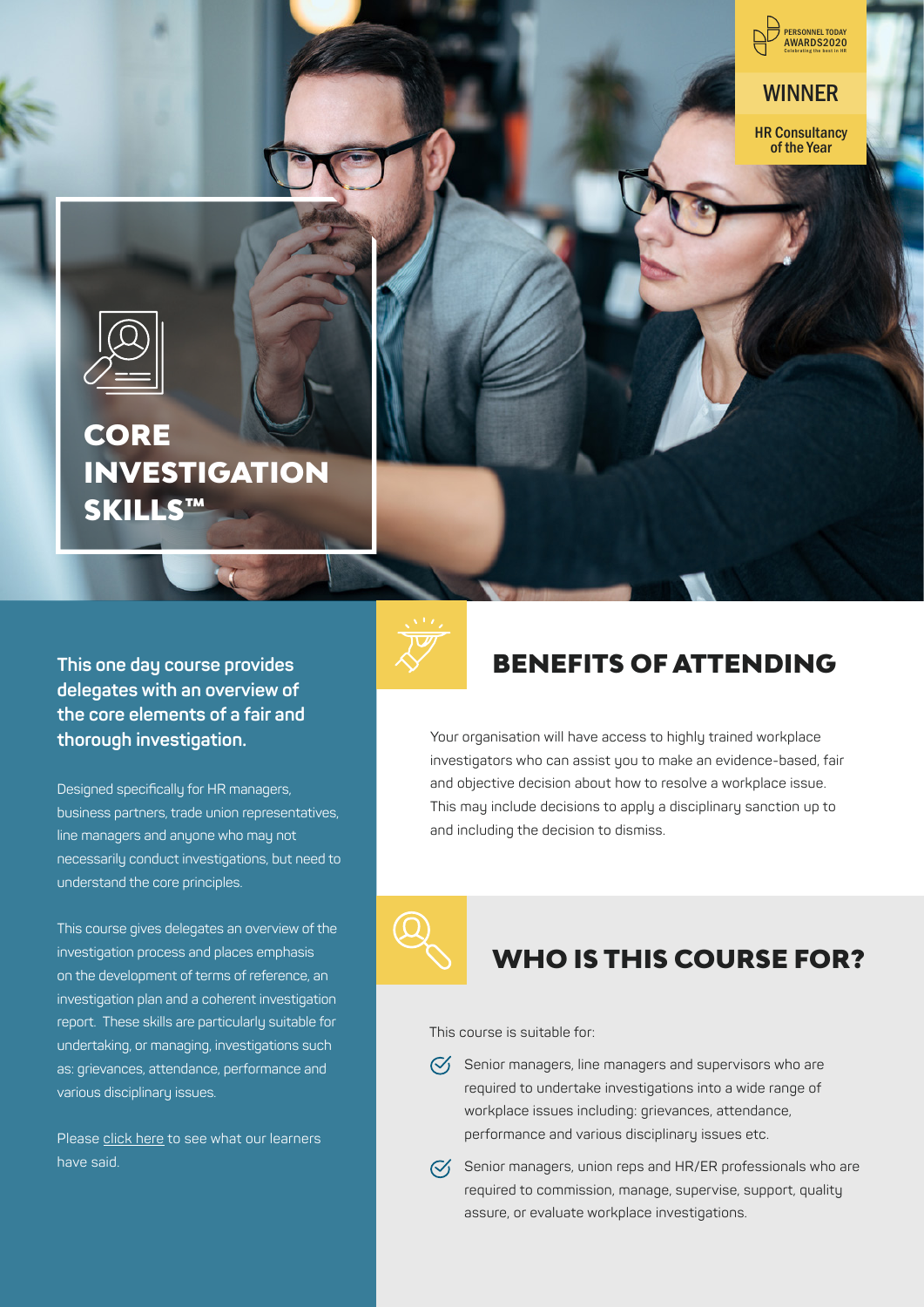PERSONNEL TODAY AWARDS2020 Celebrating the best in HR

**WINNER**

**HR Consultancy of the Year**

# CORE INVESTIGATION SKILLS™

**This one day course provides delegates with an overview of the core elements of a fair and thorough investigation.**

Designed specifically for HR managers, business partners, trade union representatives, line managers and anyone who may not necessarily conduct investigations, but need to understand the core principles.

This course gives delegates an overview of the investigation process and places emphasis on the development of terms of reference, an investigation plan and a coherent investigation report. These skills are particularly suitable for undertaking, or managing, investigations such as: grievances, attendance, performance and various disciplinary issues.

Please click here to see what our learners have said.

## BENEFITS OF ATTENDING

Your organisation will have access to highly trained workplace investigators who can assist you to make an evidence-based, fair and objective decision about how to resolve a workplace issue. This may include decisions to apply a disciplinary sanction up to and including the decision to dismiss.

## WHO IS THIS COURSE FOR?

This course is suitable for:

- Senior managers, line managers and supervisors who are required to undertake investigations into a wide range of workplace issues including: grievances, attendance, performance and various disciplinary issues etc.
- Senior managers, union reps and HR/ER professionals who are required to commission, manage, supervise, support, quality assure, or evaluate workplace investigations.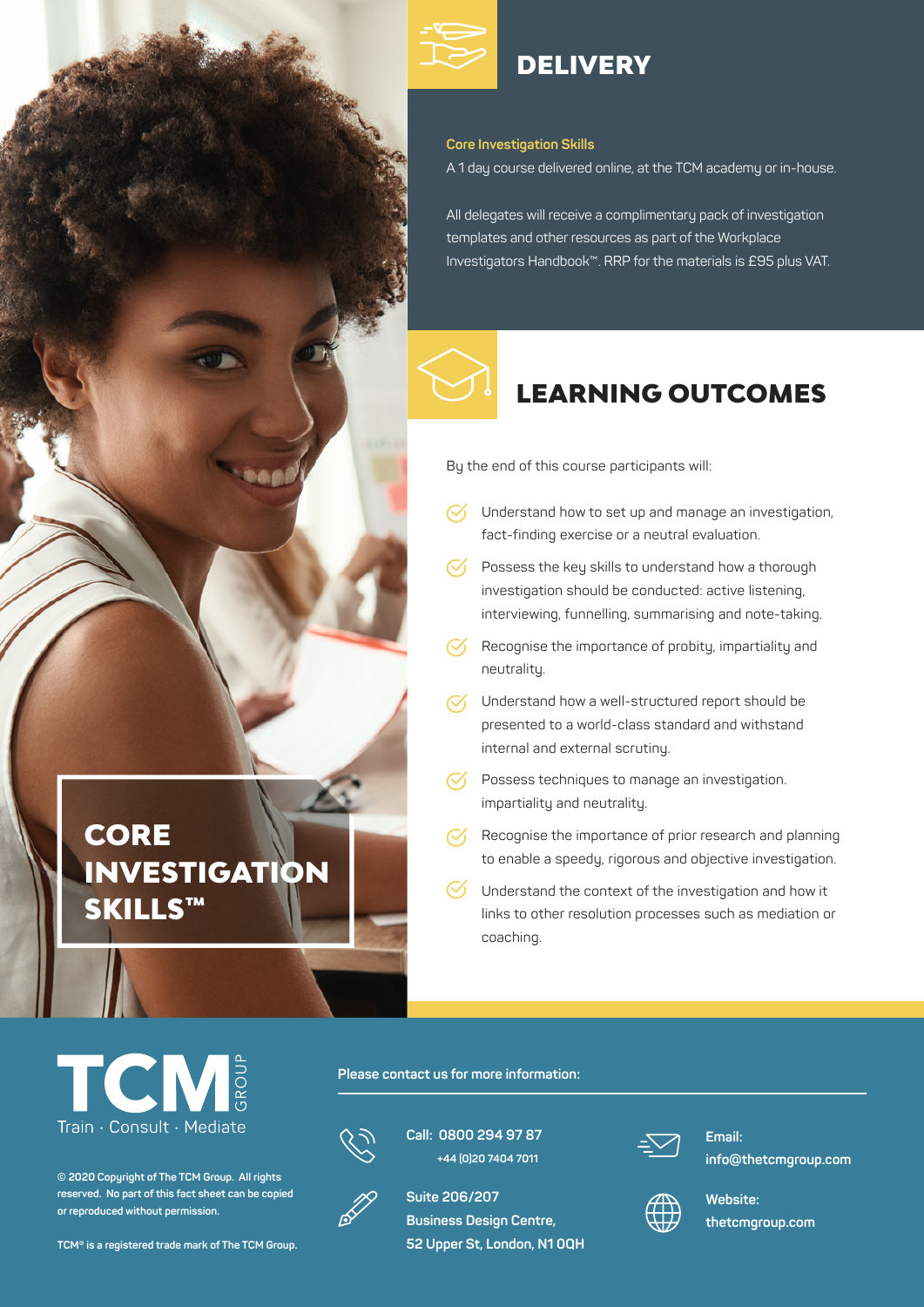# CORE INVESTIGATION SKILLS™

## DELIVERY

**Core Investigation Skills**

A 1 day course delivered online, at the TCM academy or in-house.

All delegates will receive a complimentary pack of investigation templates and other resources as part of the Workplace Investigators Handbook™. RRP for the materials is £95 plus VAT.

## LEARNING OUTCOMES

By the end of this course participants will:

- Understand how to set up and manage an investigation, fact-finding exercise or a neutral evaluation.
- Possess the key skills to understand how a thorough investigation should be conducted: active listening, interviewing, funnelling, summarising and note-taking.
- Recognise the importance of probity, impartiality and neutrality.
- Understand how a well-structured report should be presented to a world-class standard and withstand internal and external scrutiny.
- Possess techniques to manage an investigation. impartiality and neutrality.
- Recognise the importance of prior research and planning to enable a speedy, rigorous and objective investigation.
- Understand the context of the investigation and how it links to other resolution processes such as mediation or coaching.

**TCM GROUP**

Train · Consult · Mediate

© 2020 Copyright of The TCM Group. All rights reserved. No part of this fact sheet can be copied or reproduced without permission.

TCM® is a registered trade mark of The TCM Group.

**Please contact us for more information:**

**Call: 0800 294 97 87**
+44 (0)20 7404 7011

**Suite 206/207**
**Business Design Centre,**
**52 Upper St, London, N1 0QH**

**Email:**
**info@thetcmgroup.com**

**Website:**
**thetcmgroup.com**